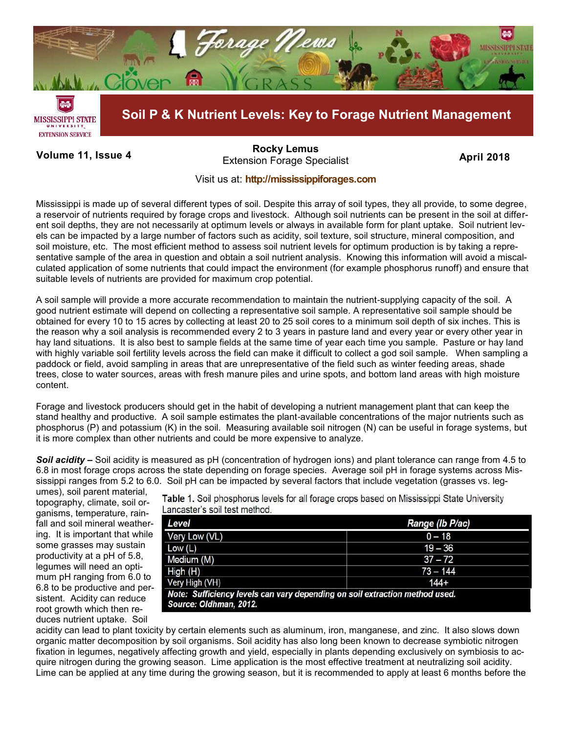# Soil P & K Nutrient Levels: Key to Forage Nutrient Management

**Volume 11, Issue 4**

**Rocky Lemus**
Extension Forage Specialist

**April 2018**

Visit us at: **http://mississippiforages.com**

Mississippi is made up of several different types of soil. Despite this array of soil types, they all provide, to some degree, a reservoir of nutrients required by forage crops and livestock. Although soil nutrients can be present in the soil at different soil depths, they are not necessarily at optimum levels or always in available form for plant uptake. Soil nutrient levels can be impacted by a large number of factors such as acidity, soil texture, soil structure, mineral composition, and soil moisture, etc. The most efficient method to assess soil nutrient levels for optimum production is by taking a representative sample of the area in question and obtain a soil nutrient analysis. Knowing this information will avoid a miscalculated application of some nutrients that could impact the environment (for example phosphorus runoff) and ensure that suitable levels of nutrients are provided for maximum crop potential.

A soil sample will provide a more accurate recommendation to maintain the nutrient-supplying capacity of the soil. A good nutrient estimate will depend on collecting a representative soil sample. A representative soil sample should be obtained for every 10 to 15 acres by collecting at least 20 to 25 soil cores to a minimum soil depth of six inches. This is the reason why a soil analysis is recommended every 2 to 3 years in pasture land and every year or every other year in hay land situations. It is also best to sample fields at the same time of year each time you sample. Pasture or hay land with highly variable soil fertility levels across the field can make it difficult to collect a god soil sample. When sampling a paddock or field, avoid sampling in areas that are unrepresentative of the field such as winter feeding areas, shade trees, close to water sources, areas with fresh manure piles and urine spots, and bottom land areas with high moisture content.

Forage and livestock producers should get in the habit of developing a nutrient management plant that can keep the stand healthy and productive. A soil sample estimates the plant-available concentrations of the major nutrients such as phosphorus (P) and potassium (K) in the soil. Measuring available soil nitrogen (N) can be useful in forage systems, but it is more complex than other nutrients and could be more expensive to analyze.

***Soil acidity*** **–** Soil acidity is measured as pH (concentration of hydrogen ions) and plant tolerance can range from 4.5 to 6.8 in most forage crops across the state depending on forage species. Average soil pH in forage systems across Mississippi ranges from 5.2 to 6.0. Soil pH can be impacted by several factors that include vegetation (grasses vs. legumes), soil parent material, topography, climate, soil organisms, temperature, rainfall and soil mineral weathering. It is important that while some grasses may sustain productivity at a pH of 5.8, legumes will need an optimum pH ranging from 6.0 to 6.8 to be productive and persistent. Acidity can reduce root growth which then reduces nutrient uptake. Soil acidity can lead to plant toxicity by certain elements such as aluminum, iron, manganese, and zinc. It also slows down organic matter decomposition by soil organisms. Soil acidity has also long been known to decrease symbiotic nitrogen fixation in legumes, negatively affecting growth and yield, especially in plants depending exclusively on symbiosis to acquire nitrogen during the growing season. Lime application is the most effective treatment at neutralizing soil acidity. Lime can be applied at any time during the growing season, but it is recommended to apply at least 6 months before the

**Table 1.** Soil phosphorus levels for all forage crops based on Mississippi State University Lancaster's soil test method.

| Level | Range (lb P/ac) |
|---|---|
| Very Low (VL) | 0 – 18 |
| Low (L) | 19 – 36 |
| Medium (M) | 37 – 72 |
| High (H) | 73 – 144 |
| Very High (VH) | 144+ |

***Note: Sufficiency levels can vary depending on soil extraction method used.***
***Source: Oldhman, 2012.***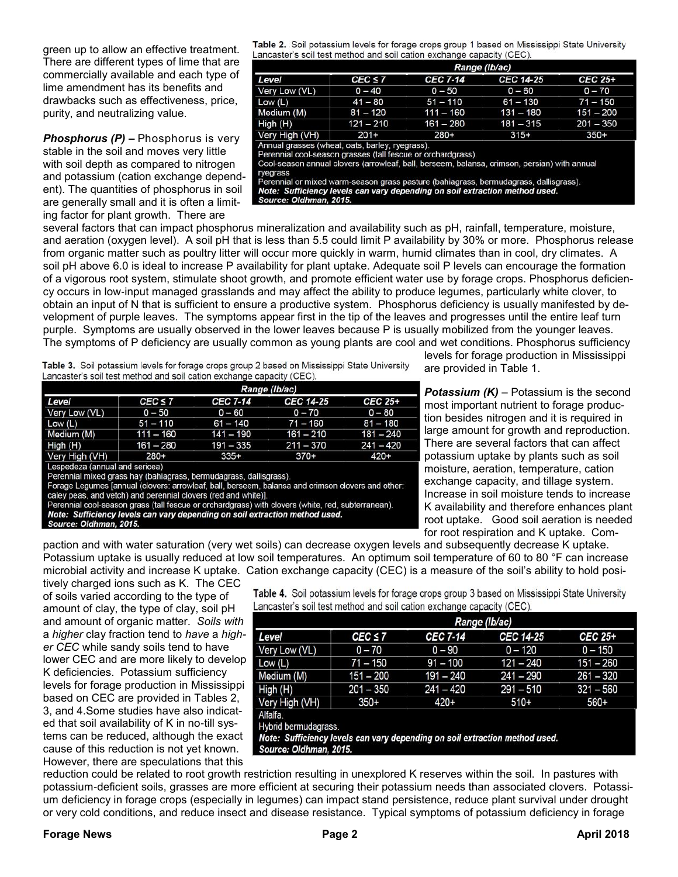green up to allow an effective treatment. There are different types of lime that are commercially available and each type of lime amendment has its benefits and drawbacks such as effectiveness, price, purity, and neutralizing value.

***Phosphorus (P)*** – Phosphorus is very stable in the soil and moves very little with soil depth as compared to nitrogen and potassium (cation exchange dependent). The quantities of phosphorus in soil are generally small and it is often a limiting factor for plant growth. There are several factors that can impact phosphorus mineralization and availability such as pH, rainfall, temperature, moisture, and aeration (oxygen level). A soil pH that is less than 5.5 could limit P availability by 30% or more. Phosphorus release from organic matter such as poultry litter will occur more quickly in warm, humid climates than in cool, dry climates. A soil pH above 6.0 is ideal to increase P availability for plant uptake. Adequate soil P levels can encourage the formation of a vigorous root system, stimulate shoot growth, and promote efficient water use by forage crops. Phosphorus deficiency occurs in low-input managed grasslands and may affect the ability to produce legumes, particularly white clover, to obtain an input of N that is sufficient to ensure a productive system. Phosphorus deficiency is usually manifested by development of purple leaves. The symptoms appear first in the tip of the leaves and progresses until the entire leaf turn purple. Symptoms are usually observed in the lower leaves because P is usually mobilized from the younger leaves. The symptoms of P deficiency are usually common as young plants are cool and wet conditions. Phosphorus sufficiency levels for forage production in Mississippi are provided in Table 1.

**Table 2.** Soil potassium levels for forage crops group 1 based on Mississippi State University Lancaster's soil test method and soil cation exchange capacity (CEC).

| | Range (lb/ac) | | | |
|---|---|---|---|---|
| **Level** | **CEC ≤ 7** | **CEC 7-14** | **CEC 14-25** | **CEC 25+** |
| Very Low (VL) | 0 – 40 | 0 – 50 | 0 – 60 | 0 – 70 |
| Low (L) | 41 – 80 | 51 – 110 | 61 – 130 | 71 – 150 |
| Medium (M) | 81 – 120 | 111 – 160 | 131 – 180 | 151 – 200 |
| High (H) | 121 – 210 | 161 – 280 | 181 – 315 | 201 – 350 |
| Very High (VH) | 201+ | 280+ | 315+ | 350+ |

Annual grasses (wheat, oats, barley, ryegrass).
Perennial cool-season grasses (tall fescue or orchardgrass).
Cool-season annual clovers (arrowleaf, ball, berseem, balansa, crimson, persian) with annual ryegrass
Perennial or mixed warm-season grass pasture (bahiagrass, bermudagrass, dallisgrass).
***Note: Sufficiency levels can vary depending on soil extraction method used.***
***Source: Oldhman, 2015.***

**Table 3.** Soil potassium levels for forage crops group 2 based on Mississippi State University Lancaster's soil test method and soil cation exchange capacity (CEC).

| | Range (lb/ac) | | | |
|---|---|---|---|---|
| **Level** | **CEC ≤ 7** | **CEC 7-14** | **CEC 14-25** | **CEC 25+** |
| Very Low (VL) | 0 – 50 | 0 – 60 | 0 – 70 | 0 – 80 |
| Low (L) | 51 – 110 | 61 – 140 | 71 – 160 | 81 – 180 |
| Medium (M) | 111 – 160 | 141 – 190 | 161 – 210 | 181 – 240 |
| High (H) | 161 – 280 | 191 – 335 | 211 – 370 | 241 – 420 |
| Very High (VH) | 280+ | 335+ | 370+ | 420+ |

Lespedeza (annual and sericea)
Perennial mixed grass hay (bahiagrass, bermudagrass, dallisgrass).
Forage Legumes [annual (clovers: arrowleaf, ball, berseem, balansa and crimson clovers and other: caley peas, and vetch) and perennial clovers (red and white)].
Perennial cool-season grass (tall fescue or orchardgrass) with clovers (white, red, subterranean).
***Note: Sufficiency levels can vary depending on soil extraction method used.***
***Source: Oldhman, 2015.***

***Potassium (K)*** – Potassium is the second most important nutrient to forage production besides nitrogen and it is required in large amount for growth and reproduction. There are several factors that can affect potassium uptake by plants such as soil moisture, aeration, temperature, cation exchange capacity, and tillage system. Increase in soil moisture tends to increase K availability and therefore enhances plant root uptake. Good soil aeration is needed for root respiration and K uptake. Compaction and with water saturation (very wet soils) can decrease oxygen levels and subsequently decrease K uptake. Potassium uptake is usually reduced at low soil temperatures. An optimum soil temperature of 60 to 80 °F can increase microbial activity and increase K uptake. Cation exchange capacity (CEC) is a measure of the soil's ability to hold positively charged ions such as K. The CEC of soils varied according to the type of amount of clay, the type of clay, soil pH and amount of organic matter. *Soils with a higher clay fraction tend to have a higher CEC* while sandy soils tend to have lower CEC and are more likely to develop K deficiencies. Potassium sufficiency levels for forage production in Mississippi based on CEC are provided in Tables 2, 3, and 4.Some studies have also indicated that soil availability of K in no-till systems can be reduced, although the exact cause of this reduction is not yet known. However, there are speculations that this reduction could be related to root growth restriction resulting in unexplored K reserves within the soil. In pastures with potassium-deficient soils, grasses are more efficient at securing their potassium needs than associated clovers. Potassium deficiency in forage crops (especially in legumes) can impact stand persistence, reduce plant survival under drought or very cold conditions, and reduce insect and disease resistance. Typical symptoms of potassium deficiency in forage

**Table 4.** Soil potassium levels for forage crops group 3 based on Mississippi State University Lancaster's soil test method and soil cation exchange capacity (CEC).

| | Range (lb/ac) | | | |
|---|---|---|---|---|
| **Level** | **CEC ≤ 7** | **CEC 7-14** | **CEC 14-25** | **CEC 25+** |
| Very Low (VL) | 0 – 70 | 0 – 90 | 0 – 120 | 0 – 150 |
| Low (L) | 71 – 150 | 91 – 100 | 121 – 240 | 151 – 260 |
| Medium (M) | 151 – 200 | 191 – 240 | 241 – 290 | 261 – 320 |
| High (H) | 201 – 350 | 241 – 420 | 291 – 510 | 321 – 560 |
| Very High (VH) | 350+ | 420+ | 510+ | 560+ |

Alfalfa.
Hybrid bermudagrass.
***Note: Sufficiency levels can vary depending on soil extraction method used.***
***Source: Oldhman, 2015.***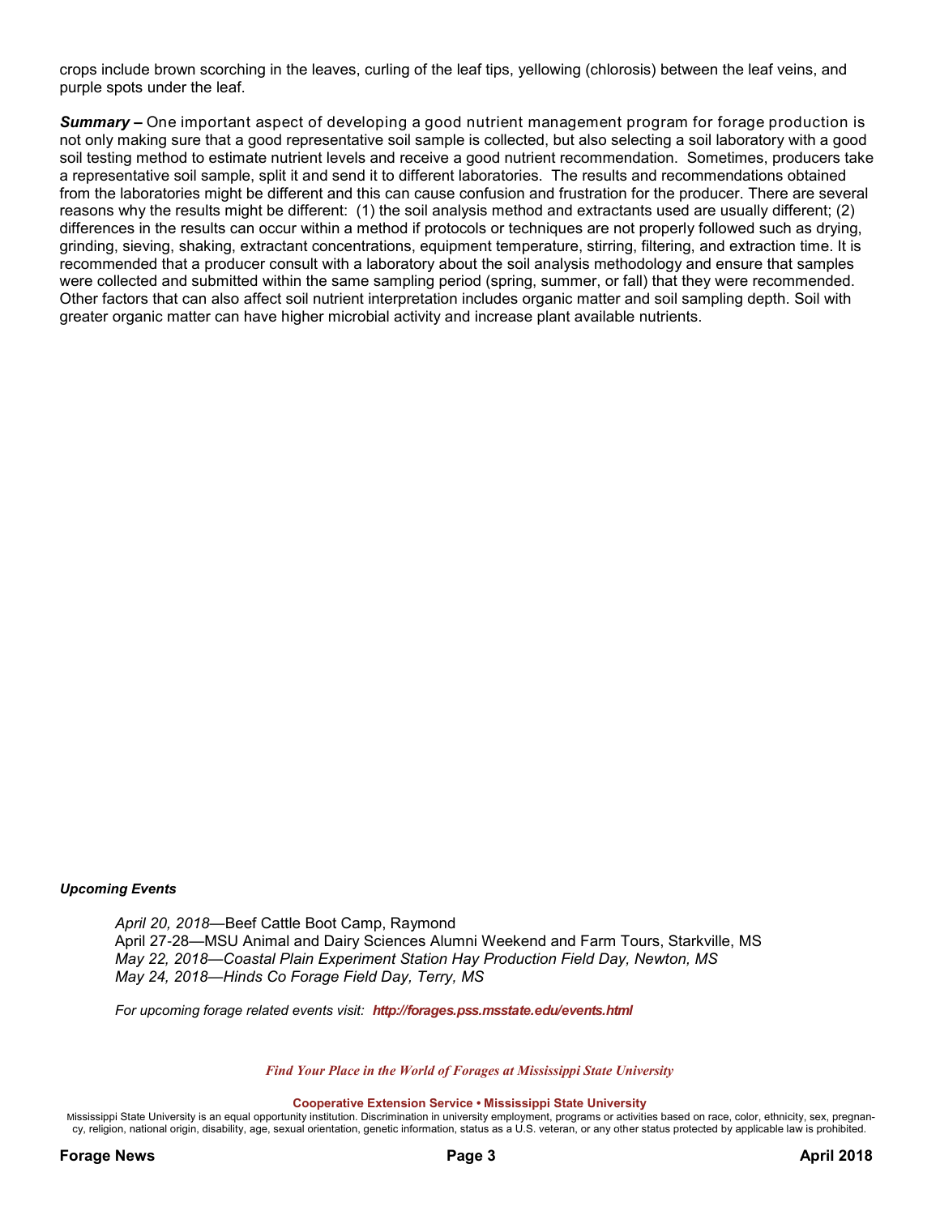crops include brown scorching in the leaves, curling of the leaf tips, yellowing (chlorosis) between the leaf veins, and purple spots under the leaf.

***Summary –*** One important aspect of developing a good nutrient management program for forage production is not only making sure that a good representative soil sample is collected, but also selecting a soil laboratory with a good soil testing method to estimate nutrient levels and receive a good nutrient recommendation. Sometimes, producers take a representative soil sample, split it and send it to different laboratories. The results and recommendations obtained from the laboratories might be different and this can cause confusion and frustration for the producer. There are several reasons why the results might be different: (1) the soil analysis method and extractants used are usually different; (2) differences in the results can occur within a method if protocols or techniques are not properly followed such as drying, grinding, sieving, shaking, extractant concentrations, equipment temperature, stirring, filtering, and extraction time. It is recommended that a producer consult with a laboratory about the soil analysis methodology and ensure that samples were collected and submitted within the same sampling period (spring, summer, or fall) that they were recommended. Other factors that can also affect soil nutrient interpretation includes organic matter and soil sampling depth. Soil with greater organic matter can have higher microbial activity and increase plant available nutrients.

***Upcoming Events***

*April 20, 2018*—Beef Cattle Boot Camp, Raymond
April 27-28—MSU Animal and Dairy Sciences Alumni Weekend and Farm Tours, Starkville, MS
*May 22, 2018—Coastal Plain Experiment Station Hay Production Field Day, Newton, MS*
*May 24, 2018—Hinds Co Forage Field Day, Terry, MS*

*For upcoming forage related events visit:* ***http://forages.pss.msstate.edu/events.html***

*Find Your Place in the World of Forages at Mississippi State University*

**Cooperative Extension Service • Mississippi State University**

Mississippi State University is an equal opportunity institution. Discrimination in university employment, programs or activities based on race, color, ethnicity, sex, pregnancy, religion, national origin, disability, age, sexual orientation, genetic information, status as a U.S. veteran, or any other status protected by applicable law is prohibited.